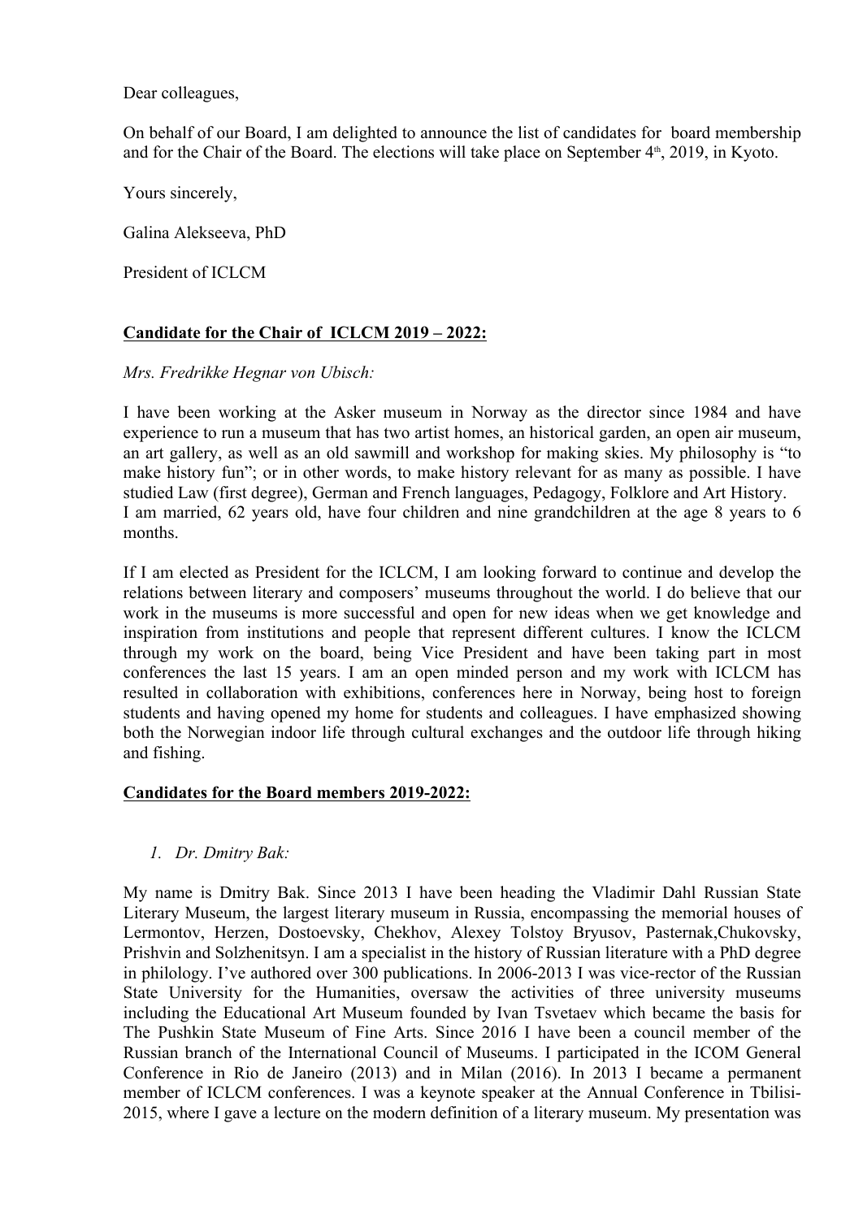Dear colleagues,

On behalf of our Board, I am delighted to announce the list of candidates for board membership and for the Chair of the Board. The elections will take place on September 4th, 2019, in Kyoto.

Yours sincerely,

Galina Alekseeva, PhD

President of ICLCM

**Candidate for the Chair of ICLCM 2019 – 2022:**

*Mrs. Fredrikke Hegnar von Ubisch:*

I have been working at the Asker museum in Norway as the director since 1984 and have experience to run a museum that has two artist homes, an historical garden, an open air museum, an art gallery, as well as an old sawmill and workshop for making skies. My philosophy is "to make history fun"; or in other words, to make history relevant for as many as possible. I have studied Law (first degree), German and French languages, Pedagogy, Folklore and Art History.
I am married, 62 years old, have four children and nine grandchildren at the age 8 years to 6 months.

If I am elected as President for the ICLCM, I am looking forward to continue and develop the relations between literary and composers' museums throughout the world. I do believe that our work in the museums is more successful and open for new ideas when we get knowledge and inspiration from institutions and people that represent different cultures. I know the ICLCM through my work on the board, being Vice President and have been taking part in most conferences the last 15 years. I am an open minded person and my work with ICLCM has resulted in collaboration with exhibitions, conferences here in Norway, being host to foreign students and having opened my home for students and colleagues. I have emphasized showing both the Norwegian indoor life through cultural exchanges and the outdoor life through hiking and fishing.

**Candidates for the Board members 2019-2022:**

1. *Dr. Dmitry Bak:*

My name is Dmitry Bak. Since 2013 I have been heading the Vladimir Dahl Russian State Literary Museum, the largest literary museum in Russia, encompassing the memorial houses of Lermontov, Herzen, Dostoevsky, Chekhov, Alexey Tolstoy Bryusov, Pasternak,Chukovsky, Prishvin and Solzhenitsyn. I am a specialist in the history of Russian literature with a PhD degree in philology. I've authored over 300 publications. In 2006-2013 I was vice-rector of the Russian State University for the Humanities, oversaw the activities of three university museums including the Educational Art Museum founded by Ivan Tsvetaev which became the basis for The Pushkin State Museum of Fine Arts. Since 2016 I have been a council member of the Russian branch of the International Council of Museums. I participated in the ICOM General Conference in Rio de Janeiro (2013) and in Milan (2016). In 2013 I became a permanent member of ICLCM conferences. I was a keynote speaker at the Annual Conference in Tbilisi-2015, where I gave a lecture on the modern definition of a literary museum. My presentation was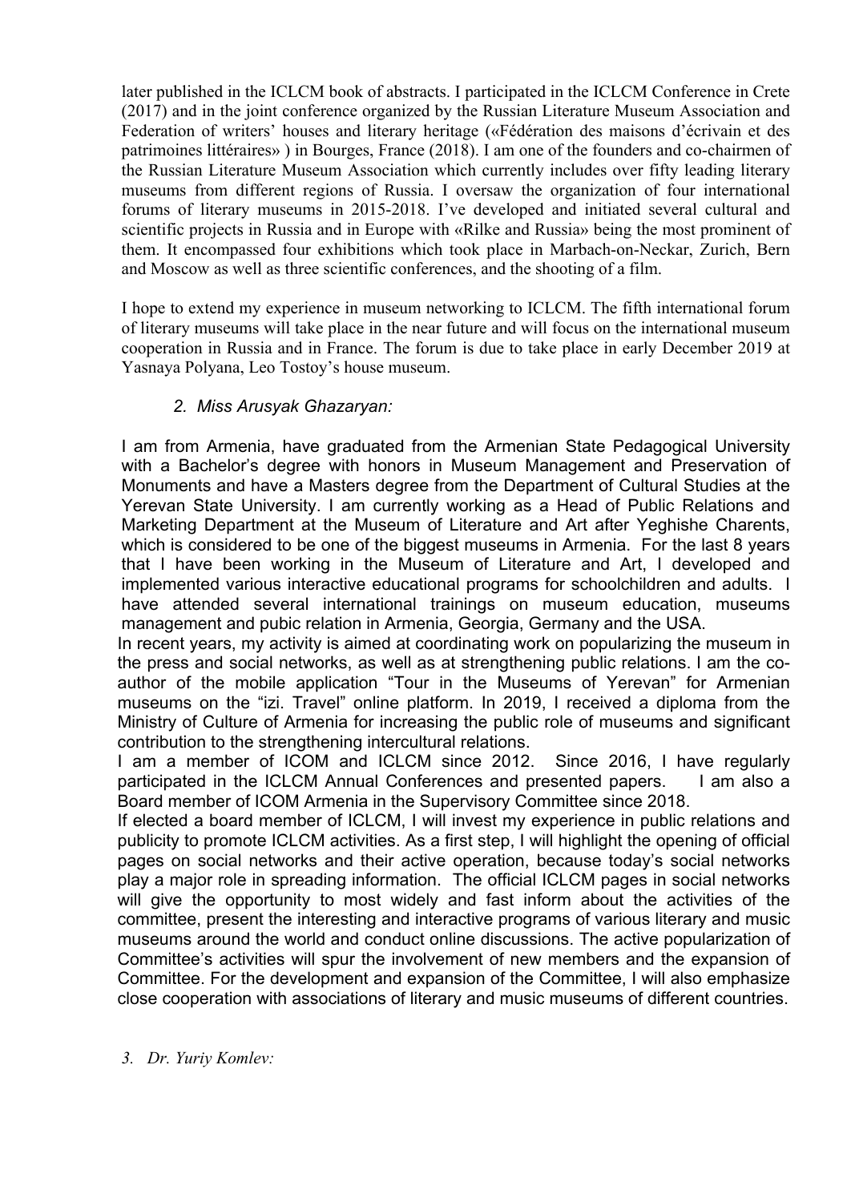later published in the ICLCM book of abstracts. I participated in the ICLCM Conference in Crete (2017) and in the joint conference organized by the Russian Literature Museum Association and Federation of writers' houses and literary heritage («Fédération des maisons d'écrivain et des patrimoines littéraires» ) in Bourges, France (2018). I am one of the founders and co-chairmen of the Russian Literature Museum Association which currently includes over fifty leading literary museums from different regions of Russia. I oversaw the organization of four international forums of literary museums in 2015-2018. I've developed and initiated several cultural and scientific projects in Russia and in Europe with «Rilke and Russia» being the most prominent of them. It encompassed four exhibitions which took place in Marbach-on-Neckar, Zurich, Bern and Moscow as well as three scientific conferences, and the shooting of a film.

I hope to extend my experience in museum networking to ICLCM. The fifth international forum of literary museums will take place in the near future and will focus on the international museum cooperation in Russia and in France. The forum is due to take place in early December 2019 at Yasnaya Polyana, Leo Tostoy's house museum.

*2. Miss Arusyak Ghazaryan:*

I am from Armenia, have graduated from the Armenian State Pedagogical University with a Bachelor's degree with honors in Museum Management and Preservation of Monuments and have a Masters degree from the Department of Cultural Studies at the Yerevan State University. I am currently working as a Head of Public Relations and Marketing Department at the Museum of Literature and Art after Yeghishe Charents, which is considered to be one of the biggest museums in Armenia. For the last 8 years that I have been working in the Museum of Literature and Art, I developed and implemented various interactive educational programs for schoolchildren and adults. I have attended several international trainings on museum education, museums management and pubic relation in Armenia, Georgia, Germany and the USA.

In recent years, my activity is aimed at coordinating work on popularizing the museum in the press and social networks, as well as at strengthening public relations. I am the co-author of the mobile application "Tour in the Museums of Yerevan" for Armenian museums on the "izi. Travel" online platform. In 2019, I received a diploma from the Ministry of Culture of Armenia for increasing the public role of museums and significant contribution to the strengthening intercultural relations.

I am a member of ICOM and ICLCM since 2012. Since 2016, I have regularly participated in the ICLCM Annual Conferences and presented papers. I am also a Board member of ICOM Armenia in the Supervisory Committee since 2018.

If elected a board member of ICLCM, I will invest my experience in public relations and publicity to promote ICLCM activities. As a first step, I will highlight the opening of official pages on social networks and their active operation, because today's social networks play a major role in spreading information. The official ICLCM pages in social networks will give the opportunity to most widely and fast inform about the activities of the committee, present the interesting and interactive programs of various literary and music museums around the world and conduct online discussions. The active popularization of Committee's activities will spur the involvement of new members and the expansion of Committee. For the development and expansion of the Committee, I will also emphasize close cooperation with associations of literary and music museums of different countries.

*3. Dr. Yuriy Komlev:*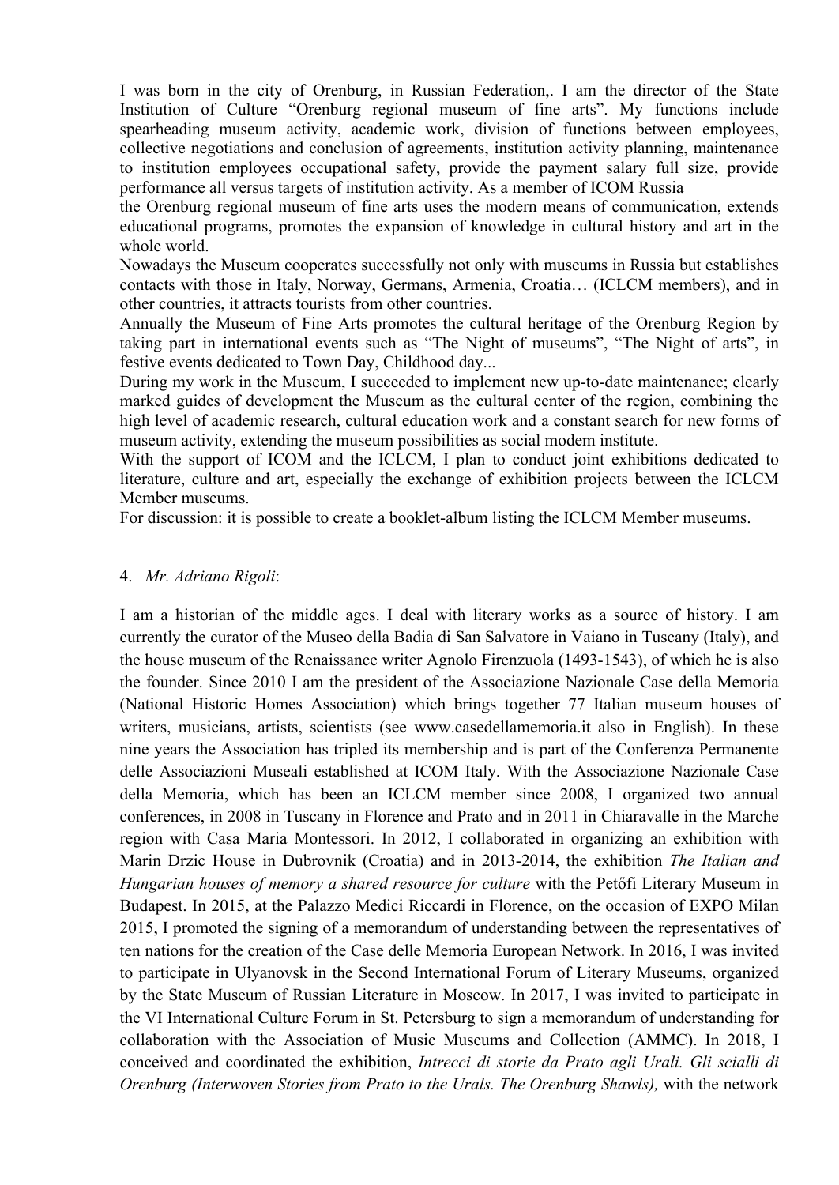I was born in the city of Orenburg, in Russian Federation,. I am the director of the State Institution of Culture "Orenburg regional museum of fine arts". My functions include spearheading museum activity, academic work, division of functions between employees, collective negotiations and conclusion of agreements, institution activity planning, maintenance to institution employees occupational safety, provide the payment salary full size, provide performance all versus targets of institution activity. As a member of ICOM Russia the Orenburg regional museum of fine arts uses the modern means of communication, extends educational programs, promotes the expansion of knowledge in cultural history and art in the whole world.

Nowadays the Museum cooperates successfully not only with museums in Russia but establishes contacts with those in Italy, Norway, Germans, Armenia, Croatia… (ICLCM members), and in other countries, it attracts tourists from other countries.

Annually the Museum of Fine Arts promotes the cultural heritage of the Orenburg Region by taking part in international events such as "The Night of museums", "The Night of arts", in festive events dedicated to Town Day, Childhood day...

During my work in the Museum, I succeeded to implement new up-to-date maintenance; clearly marked guides of development the Museum as the cultural center of the region, combining the high level of academic research, cultural education work and a constant search for new forms of museum activity, extending the museum possibilities as social modem institute.

With the support of ICOM and the ICLCM, I plan to conduct joint exhibitions dedicated to literature, culture and art, especially the exchange of exhibition projects between the ICLCM Member museums.

For discussion: it is possible to create a booklet-album listing the ICLCM Member museums.

4. *Mr. Adriano Rigoli*:

I am a historian of the middle ages. I deal with literary works as a source of history. I am currently the curator of the Museo della Badia di San Salvatore in Vaiano in Tuscany (Italy), and the house museum of the Renaissance writer Agnolo Firenzuola (1493-1543), of which he is also the founder. Since 2010 I am the president of the Associazione Nazionale Case della Memoria (National Historic Homes Association) which brings together 77 Italian museum houses of writers, musicians, artists, scientists (see www.casedellamemoria.it also in English). In these nine years the Association has tripled its membership and is part of the Conferenza Permanente delle Associazioni Museali established at ICOM Italy. With the Associazione Nazionale Case della Memoria, which has been an ICLCM member since 2008, I organized two annual conferences, in 2008 in Tuscany in Florence and Prato and in 2011 in Chiaravalle in the Marche region with Casa Maria Montessori. In 2012, I collaborated in organizing an exhibition with Marin Drzic House in Dubrovnik (Croatia) and in 2013-2014, the exhibition *The Italian and Hungarian houses of memory a shared resource for culture* with the Petőfi Literary Museum in Budapest. In 2015, at the Palazzo Medici Riccardi in Florence, on the occasion of EXPO Milan 2015, I promoted the signing of a memorandum of understanding between the representatives of ten nations for the creation of the Case delle Memoria European Network. In 2016, I was invited to participate in Ulyanovsk in the Second International Forum of Literary Museums, organized by the State Museum of Russian Literature in Moscow. In 2017, I was invited to participate in the VI International Culture Forum in St. Petersburg to sign a memorandum of understanding for collaboration with the Association of Music Museums and Collection (AMMC). In 2018, I conceived and coordinated the exhibition, *Intrecci di storie da Prato agli Urali. Gli scialli di Orenburg (Interwoven Stories from Prato to the Urals. The Orenburg Shawls),* with the network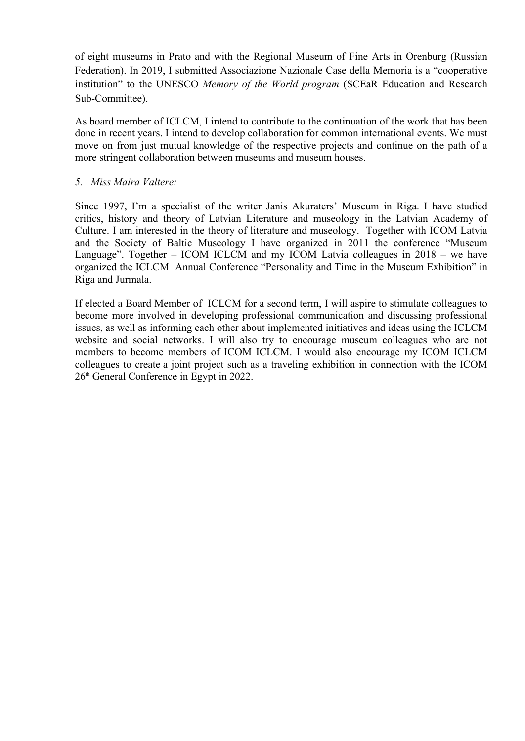of eight museums in Prato and with the Regional Museum of Fine Arts in Orenburg (Russian Federation). In 2019, I submitted Associazione Nazionale Case della Memoria is a "cooperative institution" to the UNESCO *Memory of the World program* (SCEaR Education and Research Sub-Committee).

As board member of ICLCM, I intend to contribute to the continuation of the work that has been done in recent years. I intend to develop collaboration for common international events. We must move on from just mutual knowledge of the respective projects and continue on the path of a more stringent collaboration between museums and museum houses.

5. *Miss Maira Valtere:*

Since 1997, I'm a specialist of the writer Janis Akuraters' Museum in Riga. I have studied critics, history and theory of Latvian Literature and museology in the Latvian Academy of Culture. I am interested in the theory of literature and museology. Together with ICOM Latvia and the Society of Baltic Museology I have organized in 2011 the conference "Museum Language". Together – ICOM ICLCM and my ICOM Latvia colleagues in 2018 – we have organized the ICLCM Annual Conference "Personality and Time in the Museum Exhibition" in Riga and Jurmala.

If elected a Board Member of ICLCM for a second term, I will aspire to stimulate colleagues to become more involved in developing professional communication and discussing professional issues, as well as informing each other about implemented initiatives and ideas using the ICLCM website and social networks. I will also try to encourage museum colleagues who are not members to become members of ICOM ICLCM. I would also encourage my ICOM ICLCM colleagues to create a joint project such as a traveling exhibition in connection with the ICOM 26th General Conference in Egypt in 2022.